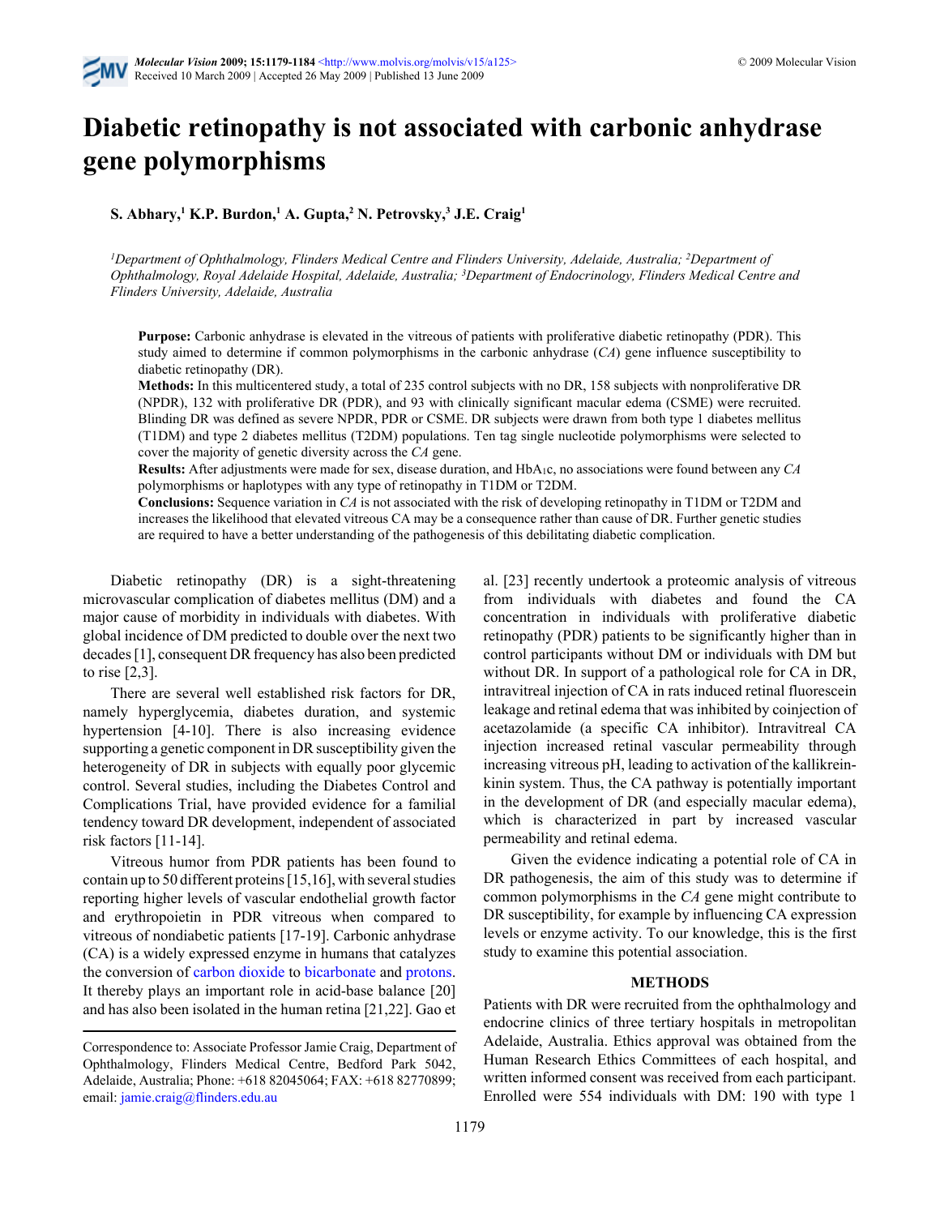# Diabetic retinopathy is not associated with carbonic anhydrase gene polymorphisms

**S. Abhary,[1] K.P. Burdon,[1] A. Gupta,[2] N. Petrovsky,[3] J.E. Craig[1]**

*[1]Department of Ophthalmology, Flinders Medical Centre and Flinders University, Adelaide, Australia; [2]Department of Ophthalmology, Royal Adelaide Hospital, Adelaide, Australia; [3]Department of Endocrinology, Flinders Medical Centre and Flinders University, Adelaide, Australia*

**Purpose:** Carbonic anhydrase is elevated in the vitreous of patients with proliferative diabetic retinopathy (PDR). This study aimed to determine if common polymorphisms in the carbonic anhydrase (*CA*) gene influence susceptibility to diabetic retinopathy (DR).

**Methods:** In this multicentered study, a total of 235 control subjects with no DR, 158 subjects with nonproliferative DR (NPDR), 132 with proliferative DR (PDR), and 93 with clinically significant macular edema (CSME) were recruited. Blinding DR was defined as severe NPDR, PDR or CSME. DR subjects were drawn from both type 1 diabetes mellitus (T1DM) and type 2 diabetes mellitus (T2DM) populations. Ten tag single nucleotide polymorphisms were selected to cover the majority of genetic diversity across the *CA* gene.

**Results:** After adjustments were made for sex, disease duration, and $HbA_1c$, no associations were found between any *CA* polymorphisms or haplotypes with any type of retinopathy in T1DM or T2DM.

**Conclusions:** Sequence variation in *CA* is not associated with the risk of developing retinopathy in T1DM or T2DM and increases the likelihood that elevated vitreous CA may be a consequence rather than cause of DR. Further genetic studies are required to have a better understanding of the pathogenesis of this debilitating diabetic complication.

Diabetic retinopathy (DR) is a sight-threatening microvascular complication of diabetes mellitus (DM) and a major cause of morbidity in individuals with diabetes. With global incidence of DM predicted to double over the next two decades [1], consequent DR frequency has also been predicted to rise [2,3].

There are several well established risk factors for DR, namely hyperglycemia, diabetes duration, and systemic hypertension [4-10]. There is also increasing evidence supporting a genetic component in DR susceptibility given the heterogeneity of DR in subjects with equally poor glycemic control. Several studies, including the Diabetes Control and Complications Trial, have provided evidence for a familial tendency toward DR development, independent of associated risk factors [11-14].

Vitreous humor from PDR patients has been found to contain up to 50 different proteins [15,16], with several studies reporting higher levels of vascular endothelial growth factor and erythropoietin in PDR vitreous when compared to vitreous of nondiabetic patients [17-19]. Carbonic anhydrase (CA) is a widely expressed enzyme in humans that catalyzes the conversion of carbon dioxide to bicarbonate and protons. It thereby plays an important role in acid-base balance [20] and has also been isolated in the human retina [21,22]. Gao et al. [23] recently undertook a proteomic analysis of vitreous from individuals with diabetes and found the CA concentration in individuals with proliferative diabetic retinopathy (PDR) patients to be significantly higher than in control participants without DM or individuals with DM but without DR. In support of a pathological role for CA in DR, intravitreal injection of CA in rats induced retinal fluorescein leakage and retinal edema that was inhibited by coinjection of acetazolamide (a specific CA inhibitor). Intravitreal CA injection increased retinal vascular permeability through increasing vitreous pH, leading to activation of the kallikrein-kinin system. Thus, the CA pathway is potentially important in the development of DR (and especially macular edema), which is characterized in part by increased vascular permeability and retinal edema.

Given the evidence indicating a potential role of CA in DR pathogenesis, the aim of this study was to determine if common polymorphisms in the *CA* gene might contribute to DR susceptibility, for example by influencing CA expression levels or enzyme activity. To our knowledge, this is the first study to examine this potential association.

## METHODS

Patients with DR were recruited from the ophthalmology and endocrine clinics of three tertiary hospitals in metropolitan Adelaide, Australia. Ethics approval was obtained from the Human Research Ethics Committees of each hospital, and written informed consent was received from each participant. Enrolled were 554 individuals with DM: 190 with type 1

Correspondence to: Associate Professor Jamie Craig, Department of Ophthalmology, Flinders Medical Centre, Bedford Park 5042, Adelaide, Australia; Phone: +618 82045064; FAX: +618 82770899; email: jamie.craig@flinders.edu.au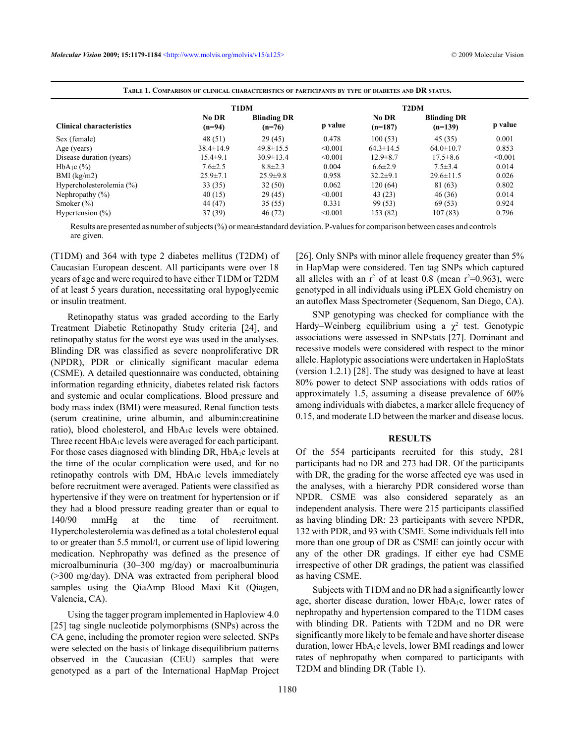**Table 1. Comparison of clinical characteristics of participants by type of diabetes and DR status.**

| | T1DM | | | T2DM | | |
|---|---|---|---|---|---|---|
| Clinical characteristics | No DR (n=94) | Blinding DR (n=76) | p value | No DR (n=187) | Blinding DR (n=139) | p value |
| Sex (female) | 48 (51) | 29 (45) | 0.478 | 100 (53) | 45 (35) | 0.001 |
| Age (years) | 38.4±14.9 | 49.8±15.5 | <0.001 | 64.3±14.5 | 64.0±10.7 | 0.853 |
| Disease duration (years) | 15.4±9.1 | 30.9±13.4 | <0.001 | 12.9±8.7 | 17.5±8.6 | <0.001 |
| $HbA_1c$ (%) | 7.6±2.5 | 8.8±2.3 | 0.004 | 6.6±2.9 | 7.5±3.4 | 0.014 |
| BMI (kg/m2) | 25.9±7.1 | 25.9±9.8 | 0.958 | 32.2±9.1 | 29.6±11.5 | 0.026 |
| Hypercholesterolemia (%) | 33 (35) | 32 (50) | 0.062 | 120 (64) | 81 (63) | 0.802 |
| Nephropathy (%) | 40 (15) | 29 (45) | <0.001 | 43 (23) | 46 (36) | 0.014 |
| Smoker (%) | 44 (47) | 35 (55) | 0.331 | 99 (53) | 69 (53) | 0.924 |
| Hypertension (%) | 37 (39) | 46 (72) | <0.001 | 153 (82) | 107 (83) | 0.796 |

Results are presented as number of subjects (%) or mean±standard deviation. P-values for comparison between cases and controls are given.

(T1DM) and 364 with type 2 diabetes mellitus (T2DM) of Caucasian European descent. All participants were over 18 years of age and were required to have either T1DM or T2DM of at least 5 years duration, necessitating oral hypoglycemic or insulin treatment.

Retinopathy status was graded according to the Early Treatment Diabetic Retinopathy Study criteria [24], and retinopathy status for the worst eye was used in the analyses. Blinding DR was classified as severe nonproliferative DR (NPDR), PDR or clinically significant macular edema (CSME). A detailed questionnaire was conducted, obtaining information regarding ethnicity, diabetes related risk factors and systemic and ocular complications. Blood pressure and body mass index (BMI) were measured. Renal function tests (serum creatinine, urine albumin, and albumin:creatinine ratio), blood cholesterol, and $HbA_1c$ levels were obtained. Three recent $HbA_1c$ levels were averaged for each participant. For those cases diagnosed with blinding DR, $HbA_1c$ levels at the time of the ocular complication were used, and for no retinopathy controls with DM, $HbA_1c$ levels immediately before recruitment were averaged. Patients were classified as hypertensive if they were on treatment for hypertension or if they had a blood pressure reading greater than or equal to 140/90 mmHg at the time of recruitment. Hypercholesterolemia was defined as a total cholesterol equal to or greater than 5.5 mmol/l, or current use of lipid lowering medication. Nephropathy was defined as the presence of microalbuminuria (30–300 mg/day) or macroalbuminuria (>300 mg/day). DNA was extracted from peripheral blood samples using the QiaAmp Blood Maxi Kit (Qiagen, Valencia, CA).

Using the tagger program implemented in Haploview 4.0 [25] tag single nucleotide polymorphisms (SNPs) across the CA gene, including the promoter region were selected. SNPs were selected on the basis of linkage disequilibrium patterns observed in the Caucasian (CEU) samples that were genotyped as a part of the International HapMap Project [26]. Only SNPs with minor allele frequency greater than 5% in HapMap were considered. Ten tag SNPs which captured all alleles with an $r^2$ of at least 0.8 (mean $r^2$=0.963), were genotyped in all individuals using iPLEX Gold chemistry on an autoflex Mass Spectrometer (Sequenom, San Diego, CA).

SNP genotyping was checked for compliance with the Hardy–Weinberg equilibrium using a $\chi^2$ test. Genotypic associations were assessed in SNPstats [27]. Dominant and recessive models were considered with respect to the minor allele. Haplotypic associations were undertaken in HaploStats (version 1.2.1) [28]. The study was designed to have at least 80% power to detect SNP associations with odds ratios of approximately 1.5, assuming a disease prevalence of 60% among individuals with diabetes, a marker allele frequency of 0.15, and moderate LD between the marker and disease locus.

## RESULTS

Of the 554 participants recruited for this study, 281 participants had no DR and 273 had DR. Of the participants with DR, the grading for the worse affected eye was used in the analyses, with a hierarchy PDR considered worse than NPDR. CSME was also considered separately as an independent analysis. There were 215 participants classified as having blinding DR: 23 participants with severe NPDR, 132 with PDR, and 93 with CSME. Some individuals fell into more than one group of DR as CSME can jointly occur with any of the other DR gradings. If either eye had CSME irrespective of other DR gradings, the patient was classified as having CSME.

Subjects with T1DM and no DR had a significantly lower age, shorter disease duration, lower $HbA_1c$, lower rates of nephropathy and hypertension compared to the T1DM cases with blinding DR. Patients with T2DM and no DR were significantly more likely to be female and have shorter disease duration, lower $HbA_1c$ levels, lower BMI readings and lower rates of nephropathy when compared to participants with T2DM and blinding DR (Table 1).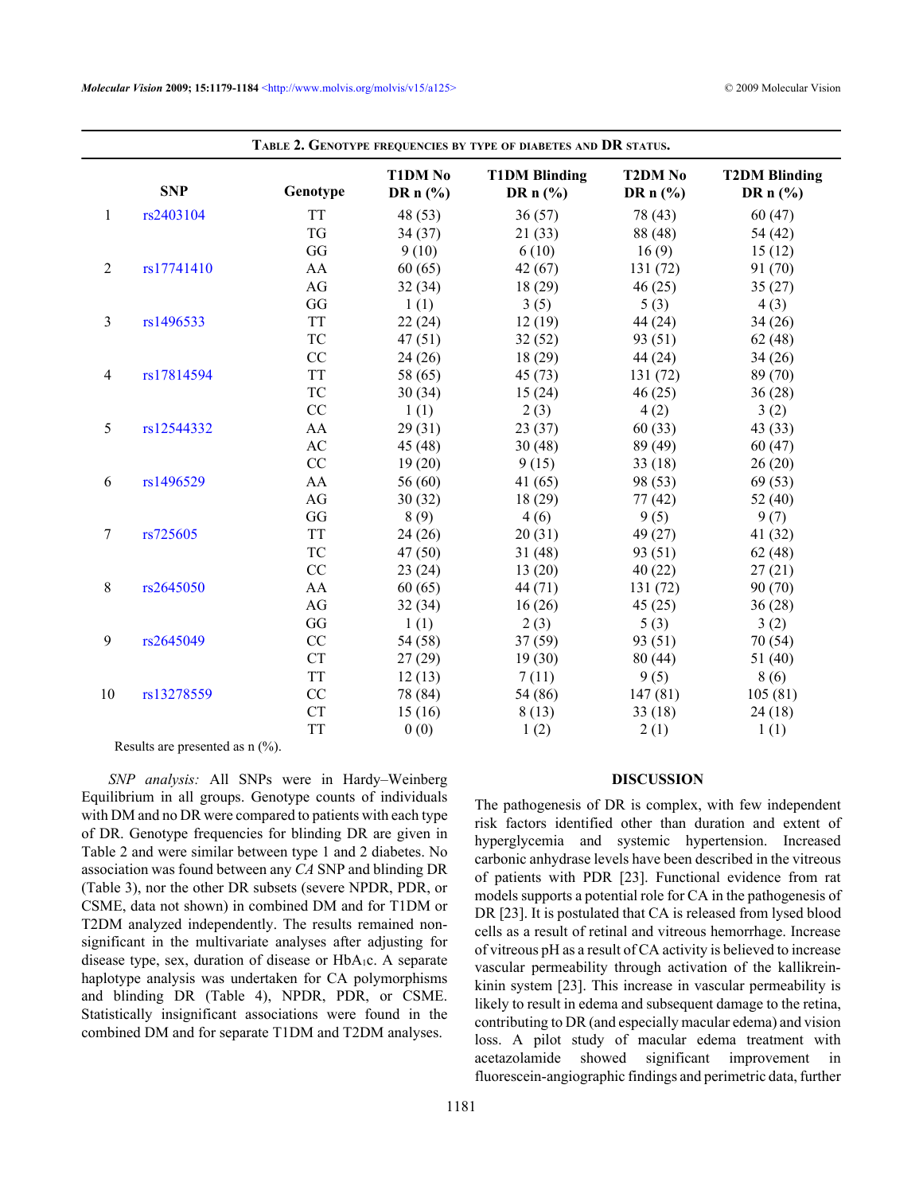**Table 2. Genotype frequencies by type of diabetes and DR status.**

| | SNP | Genotype | T1DM No DR n (%) | T1DM Blinding DR n (%) | T2DM No DR n (%) | T2DM Blinding DR n (%) |
|---|---|---|---|---|---|---|
| 1 | rs2403104 | TT | 48 (53) | 36 (57) | 78 (43) | 60 (47) |
| | | TG | 34 (37) | 21 (33) | 88 (48) | 54 (42) |
| | | GG | 9 (10) | 6 (10) | 16 (9) | 15 (12) |
| 2 | rs17741410 | AA | 60 (65) | 42 (67) | 131 (72) | 91 (70) |
| | | AG | 32 (34) | 18 (29) | 46 (25) | 35 (27) |
| | | GG | 1 (1) | 3 (5) | 5 (3) | 4 (3) |
| 3 | rs1496533 | TT | 22 (24) | 12 (19) | 44 (24) | 34 (26) |
| | | TC | 47 (51) | 32 (52) | 93 (51) | 62 (48) |
| | | CC | 24 (26) | 18 (29) | 44 (24) | 34 (26) |
| 4 | rs17814594 | TT | 58 (65) | 45 (73) | 131 (72) | 89 (70) |
| | | TC | 30 (34) | 15 (24) | 46 (25) | 36 (28) |
| | | CC | 1 (1) | 2 (3) | 4 (2) | 3 (2) |
| 5 | rs12544332 | AA | 29 (31) | 23 (37) | 60 (33) | 43 (33) |
| | | AC | 45 (48) | 30 (48) | 89 (49) | 60 (47) |
| | | CC | 19 (20) | 9 (15) | 33 (18) | 26 (20) |
| 6 | rs1496529 | AA | 56 (60) | 41 (65) | 98 (53) | 69 (53) |
| | | AG | 30 (32) | 18 (29) | 77 (42) | 52 (40) |
| | | GG | 8 (9) | 4 (6) | 9 (5) | 9 (7) |
| 7 | rs725605 | TT | 24 (26) | 20 (31) | 49 (27) | 41 (32) |
| | | TC | 47 (50) | 31 (48) | 93 (51) | 62 (48) |
| | | CC | 23 (24) | 13 (20) | 40 (22) | 27 (21) |
| 8 | rs2645050 | AA | 60 (65) | 44 (71) | 131 (72) | 90 (70) |
| | | AG | 32 (34) | 16 (26) | 45 (25) | 36 (28) |
| | | GG | 1 (1) | 2 (3) | 5 (3) | 3 (2) |
| 9 | rs2645049 | CC | 54 (58) | 37 (59) | 93 (51) | 70 (54) |
| | | CT | 27 (29) | 19 (30) | 80 (44) | 51 (40) |
| | | TT | 12 (13) | 7 (11) | 9 (5) | 8 (6) |
| 10 | rs13278559 | CC | 78 (84) | 54 (86) | 147 (81) | 105 (81) |
| | | CT | 15 (16) | 8 (13) | 33 (18) | 24 (18) |
| | | TT | 0 (0) | 1 (2) | 2 (1) | 1 (1) |

Results are presented as n (%).

*SNP analysis:* All SNPs were in Hardy–Weinberg Equilibrium in all groups. Genotype counts of individuals with DM and no DR were compared to patients with each type of DR. Genotype frequencies for blinding DR are given in Table 2 and were similar between type 1 and 2 diabetes. No association was found between any *CA* SNP and blinding DR (Table 3), nor the other DR subsets (severe NPDR, PDR, or CSME, data not shown) in combined DM and for T1DM or T2DM analyzed independently. The results remained non-significant in the multivariate analyses after adjusting for disease type, sex, duration of disease or $HbA_{1}c$. A separate haplotype analysis was undertaken for CA polymorphisms and blinding DR (Table 4), NPDR, PDR, or CSME. Statistically insignificant associations were found in the combined DM and for separate T1DM and T2DM analyses.

## DISCUSSION

The pathogenesis of DR is complex, with few independent risk factors identified other than duration and extent of hyperglycemia and systemic hypertension. Increased carbonic anhydrase levels have been described in the vitreous of patients with PDR [23]. Functional evidence from rat models supports a potential role for CA in the pathogenesis of DR [23]. It is postulated that CA is released from lysed blood cells as a result of retinal and vitreous hemorrhage. Increase of vitreous pH as a result of CA activity is believed to increase vascular permeability through activation of the kallikrein-kinin system [23]. This increase in vascular permeability is likely to result in edema and subsequent damage to the retina, contributing to DR (and especially macular edema) and vision loss. A pilot study of macular edema treatment with acetazolamide showed significant improvement in fluorescein-angiographic findings and perimetric data, further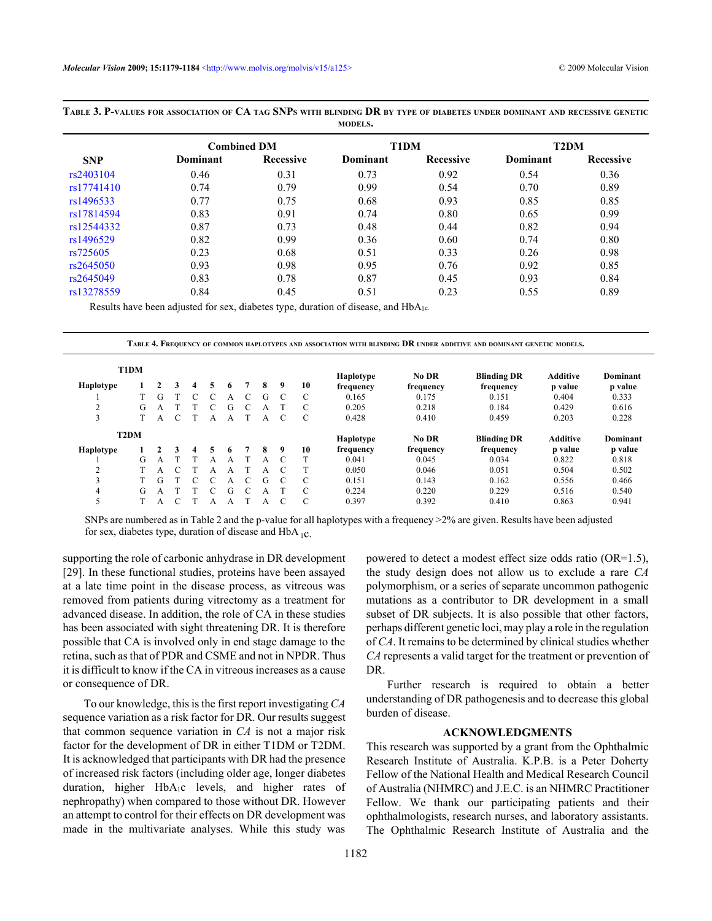**Table 3. P-values for association of CA tag SNPs with blinding DR by type of diabetes under dominant and recessive genetic models.**

| SNP | Combined DM | | T1DM | | T2DM | |
|---|---|---|---|---|---|---|
| | Dominant | Recessive | Dominant | Recessive | Dominant | Recessive |
| rs2403104 | 0.46 | 0.31 | 0.73 | 0.92 | 0.54 | 0.36 |
| rs17741410 | 0.74 | 0.79 | 0.99 | 0.54 | 0.70 | 0.89 |
| rs1496533 | 0.77 | 0.75 | 0.68 | 0.93 | 0.85 | 0.85 |
| rs17814594 | 0.83 | 0.91 | 0.74 | 0.80 | 0.65 | 0.99 |
| rs12544332 | 0.87 | 0.73 | 0.48 | 0.44 | 0.82 | 0.94 |
| rs1496529 | 0.82 | 0.99 | 0.36 | 0.60 | 0.74 | 0.80 |
| rs725605 | 0.23 | 0.68 | 0.51 | 0.33 | 0.26 | 0.98 |
| rs2645050 | 0.93 | 0.98 | 0.95 | 0.76 | 0.92 | 0.85 |
| rs2645049 | 0.83 | 0.78 | 0.87 | 0.45 | 0.93 | 0.84 |
| rs13278559 | 0.84 | 0.45 | 0.51 | 0.23 | 0.55 | 0.89 |

Results have been adjusted for sex, diabetes type, duration of disease, and $HbA_{1c}$.

**Table 4. Frequency of common haplotypes and association with blinding DR under additive and dominant genetic models.**

| T1DM Haplotype | 1 | 2 | 3 | 4 | 5 | 6 | 7 | 8 | 9 | 10 | Haplotype frequency | No DR frequency | Blinding DR frequency | Additive p value | Dominant p value |
|---|---|---|---|---|---|---|---|---|---|---|---|---|---|---|---|
| 1 | T | G | T | C | C | A | C | G | C | C | 0.165 | 0.175 | 0.151 | 0.404 | 0.333 |
| 2 | G | A | T | T | C | G | C | A | T | C | 0.205 | 0.218 | 0.184 | 0.429 | 0.616 |
| 3 | T | A | C | T | A | A | T | A | C | C | 0.428 | 0.410 | 0.459 | 0.203 | 0.228 |
| **T2DM Haplotype** | **1** | **2** | **3** | **4** | **5** | **6** | **7** | **8** | **9** | **10** | **Haplotype frequency** | **No DR frequency** | **Blinding DR frequency** | **Additive p value** | **Dominant p value** |
| 1 | G | A | T | T | A | A | T | A | C | T | 0.041 | 0.045 | 0.034 | 0.822 | 0.818 |
| 2 | T | A | C | T | A | A | T | A | C | T | 0.050 | 0.046 | 0.051 | 0.504 | 0.502 |
| 3 | T | G | T | C | C | A | C | G | C | C | 0.151 | 0.143 | 0.162 | 0.556 | 0.466 |
| 4 | G | A | T | T | C | G | C | A | T | C | 0.224 | 0.220 | 0.229 | 0.516 | 0.540 |
| 5 | T | A | C | T | A | A | T | A | C | C | 0.397 | 0.392 | 0.410 | 0.863 | 0.941 |

SNPs are numbered as in Table 2 and the p-value for all haplotypes with a frequency >2% are given. Results have been adjusted for sex, diabetes type, duration of disease and $HbA_{1c}$.

supporting the role of carbonic anhydrase in DR development [29]. In these functional studies, proteins have been assayed at a late time point in the disease process, as vitreous was removed from patients during vitrectomy as a treatment for advanced disease. In addition, the role of CA in these studies has been associated with sight threatening DR. It is therefore possible that CA is involved only in end stage damage to the retina, such as that of PDR and CSME and not in NPDR. Thus it is difficult to know if the CA in vitreous increases as a cause or consequence of DR.

To our knowledge, this is the first report investigating *CA* sequence variation as a risk factor for DR. Our results suggest that common sequence variation in *CA* is not a major risk factor for the development of DR in either T1DM or T2DM. It is acknowledged that participants with DR had the presence of increased risk factors (including older age, longer diabetes duration, higher $HbA_{1c}$ levels, and higher rates of nephropathy) when compared to those without DR. However an attempt to control for their effects on DR development was made in the multivariate analyses. While this study was powered to detect a modest effect size odds ratio (OR=1.5), the study design does not allow us to exclude a rare *CA* polymorphism, or a series of separate uncommon pathogenic mutations as a contributor to DR development in a small subset of DR subjects. It is also possible that other factors, perhaps different genetic loci, may play a role in the regulation of *CA*. It remains to be determined by clinical studies whether *CA* represents a valid target for the treatment or prevention of DR.

Further research is required to obtain a better understanding of DR pathogenesis and to decrease this global burden of disease.

## ACKNOWLEDGMENTS

This research was supported by a grant from the Ophthalmic Research Institute of Australia. K.P.B. is a Peter Doherty Fellow of the National Health and Medical Research Council of Australia (NHMRC) and J.E.C. is an NHMRC Practitioner Fellow. We thank our participating patients and their ophthalmologists, research nurses, and laboratory assistants. The Ophthalmic Research Institute of Australia and the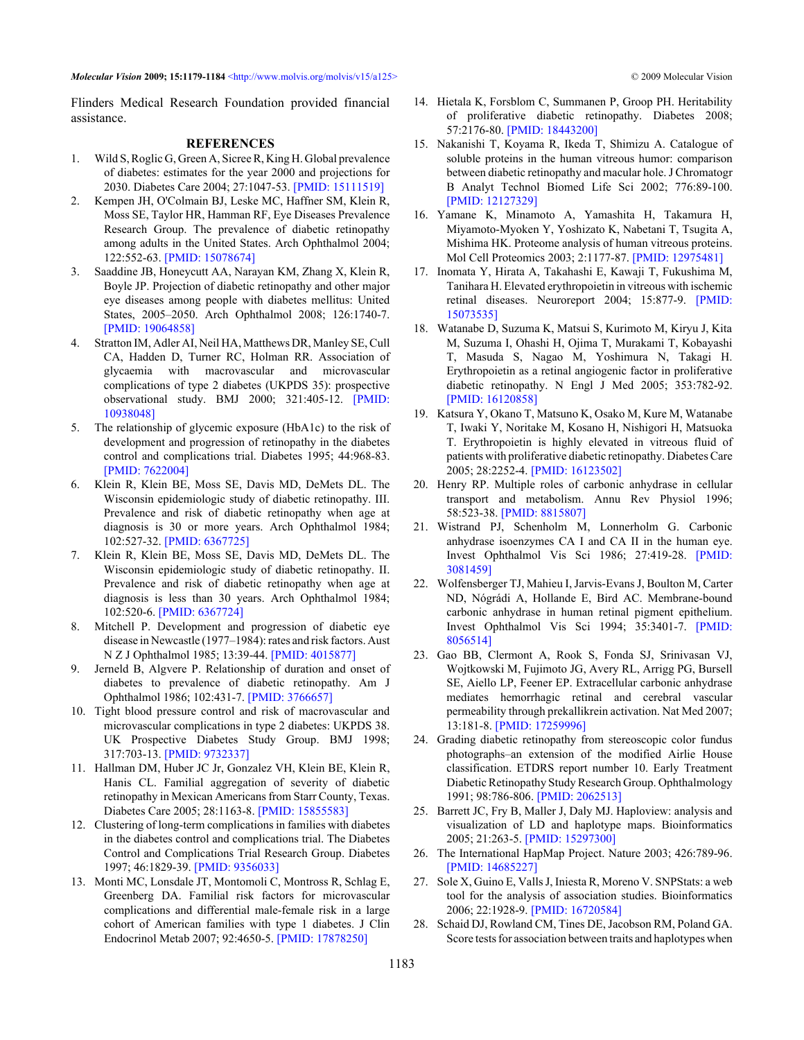Flinders Medical Research Foundation provided financial assistance.

## REFERENCES

1. Wild S, Roglic G, Green A, Sicree R, King H. Global prevalence of diabetes: estimates for the year 2000 and projections for 2030. Diabetes Care 2004; 27:1047-53. [PMID: 15111519]
2. Kempen JH, O'Colmain BJ, Leske MC, Haffner SM, Klein R, Moss SE, Taylor HR, Hamman RF, Eye Diseases Prevalence Research Group. The prevalence of diabetic retinopathy among adults in the United States. Arch Ophthalmol 2004; 122:552-63. [PMID: 15078674]
3. Saaddine JB, Honeycutt AA, Narayan KM, Zhang X, Klein R, Boyle JP. Projection of diabetic retinopathy and other major eye diseases among people with diabetes mellitus: United States, 2005–2050. Arch Ophthalmol 2008; 126:1740-7. [PMID: 19064858]
4. Stratton IM, Adler AI, Neil HA, Matthews DR, Manley SE, Cull CA, Hadden D, Turner RC, Holman RR. Association of glycaemia with macrovascular and microvascular complications of type 2 diabetes (UKPDS 35): prospective observational study. BMJ 2000; 321:405-12. [PMID: 10938048]
5. The relationship of glycemic exposure (HbA1c) to the risk of development and progression of retinopathy in the diabetes control and complications trial. Diabetes 1995; 44:968-83. [PMID: 7622004]
6. Klein R, Klein BE, Moss SE, Davis MD, DeMets DL. The Wisconsin epidemiologic study of diabetic retinopathy. III. Prevalence and risk of diabetic retinopathy when age at diagnosis is 30 or more years. Arch Ophthalmol 1984; 102:527-32. [PMID: 6367725]
7. Klein R, Klein BE, Moss SE, Davis MD, DeMets DL. The Wisconsin epidemiologic study of diabetic retinopathy. II. Prevalence and risk of diabetic retinopathy when age at diagnosis is less than 30 years. Arch Ophthalmol 1984; 102:520-6. [PMID: 6367724]
8. Mitchell P. Development and progression of diabetic eye disease in Newcastle (1977–1984): rates and risk factors. Aust N Z J Ophthalmol 1985; 13:39-44. [PMID: 4015877]
9. Jerneld B, Algvere P. Relationship of duration and onset of diabetes to prevalence of diabetic retinopathy. Am J Ophthalmol 1986; 102:431-7. [PMID: 3766657]
10. Tight blood pressure control and risk of macrovascular and microvascular complications in type 2 diabetes: UKPDS 38. UK Prospective Diabetes Study Group. BMJ 1998; 317:703-13. [PMID: 9732337]
11. Hallman DM, Huber JC Jr, Gonzalez VH, Klein BE, Klein R, Hanis CL. Familial aggregation of severity of diabetic retinopathy in Mexican Americans from Starr County, Texas. Diabetes Care 2005; 28:1163-8. [PMID: 15855583]
12. Clustering of long-term complications in families with diabetes in the diabetes control and complications trial. The Diabetes Control and Complications Trial Research Group. Diabetes 1997; 46:1829-39. [PMID: 9356033]
13. Monti MC, Lonsdale JT, Montomoli C, Montross R, Schlag E, Greenberg DA. Familial risk factors for microvascular complications and differential male-female risk in a large cohort of American families with type 1 diabetes. J Clin Endocrinol Metab 2007; 92:4650-5. [PMID: 17878250]
14. Hietala K, Forsblom C, Summanen P, Groop PH. Heritability of proliferative diabetic retinopathy. Diabetes 2008; 57:2176-80. [PMID: 18443200]
15. Nakanishi T, Koyama R, Ikeda T, Shimizu A. Catalogue of soluble proteins in the human vitreous humor: comparison between diabetic retinopathy and macular hole. J Chromatogr B Analyt Technol Biomed Life Sci 2002; 776:89-100. [PMID: 12127329]
16. Yamane K, Minamoto A, Yamashita H, Takamura H, Miyamoto-Myoken Y, Yoshizato K, Nabetani T, Tsugita A, Mishima HK. Proteome analysis of human vitreous proteins. Mol Cell Proteomics 2003; 2:1177-87. [PMID: 12975481]
17. Inomata Y, Hirata A, Takahashi E, Kawaji T, Fukushima M, Tanihara H. Elevated erythropoietin in vitreous with ischemic retinal diseases. Neuroreport 2004; 15:877-9. [PMID: 15073535]
18. Watanabe D, Suzuma K, Matsui S, Kurimoto M, Kiryu J, Kita M, Suzuma I, Ohashi H, Ojima T, Murakami T, Kobayashi T, Masuda S, Nagao M, Yoshimura N, Takagi H. Erythropoietin as a retinal angiogenic factor in proliferative diabetic retinopathy. N Engl J Med 2005; 353:782-92. [PMID: 16120858]
19. Katsura Y, Okano T, Matsuno K, Osako M, Kure M, Watanabe T, Iwaki Y, Noritake M, Kosano H, Nishigori H, Matsuoka T. Erythropoietin is highly elevated in vitreous fluid of patients with proliferative diabetic retinopathy. Diabetes Care 2005; 28:2252-4. [PMID: 16123502]
20. Henry RP. Multiple roles of carbonic anhydrase in cellular transport and metabolism. Annu Rev Physiol 1996; 58:523-38. [PMID: 8815807]
21. Wistrand PJ, Schenholm M, Lonnerholm G. Carbonic anhydrase isoenzymes CA I and CA II in the human eye. Invest Ophthalmol Vis Sci 1986; 27:419-28. [PMID: 3081459]
22. Wolfensberger TJ, Mahieu I, Jarvis-Evans J, Boulton M, Carter ND, Nógrádi A, Hollande E, Bird AC. Membrane-bound carbonic anhydrase in human retinal pigment epithelium. Invest Ophthalmol Vis Sci 1994; 35:3401-7. [PMID: 8056514]
23. Gao BB, Clermont A, Rook S, Fonda SJ, Srinivasan VJ, Wojtkowski M, Fujimoto JG, Avery RL, Arrigg PG, Bursell SE, Aiello LP, Feener EP. Extracellular carbonic anhydrase mediates hemorrhagic retinal and cerebral vascular permeability through prekallikrein activation. Nat Med 2007; 13:181-8. [PMID: 17259996]
24. Grading diabetic retinopathy from stereoscopic color fundus photographs–an extension of the modified Airlie House classification. ETDRS report number 10. Early Treatment Diabetic Retinopathy Study Research Group. Ophthalmology 1991; 98:786-806. [PMID: 2062513]
25. Barrett JC, Fry B, Maller J, Daly MJ. Haploview: analysis and visualization of LD and haplotype maps. Bioinformatics 2005; 21:263-5. [PMID: 15297300]
26. The International HapMap Project. Nature 2003; 426:789-96. [PMID: 14685227]
27. Sole X, Guino E, Valls J, Iniesta R, Moreno V. SNPStats: a web tool for the analysis of association studies. Bioinformatics 2006; 22:1928-9. [PMID: 16720584]
28. Schaid DJ, Rowland CM, Tines DE, Jacobson RM, Poland GA. Score tests for association between traits and haplotypes when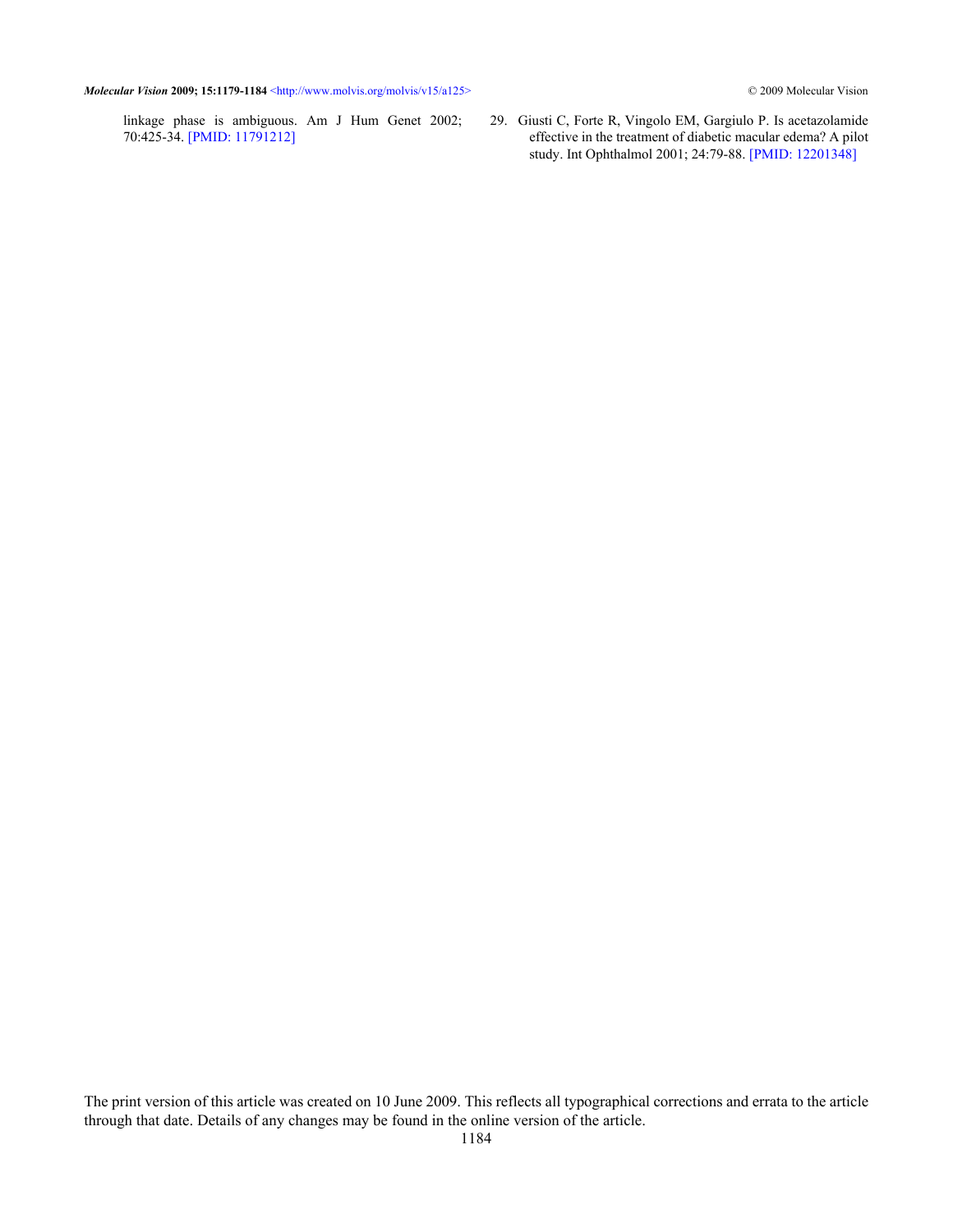linkage phase is ambiguous. Am J Hum Genet 2002; 70:425-34. [PMID: 11791212]

29. Giusti C, Forte R, Vingolo EM, Gargiulo P. Is acetazolamide effective in the treatment of diabetic macular edema? A pilot study. Int Ophthalmol 2001; 24:79-88. [PMID: 12201348]

The print version of this article was created on 10 June 2009. This reflects all typographical corrections and errata to the article through that date. Details of any changes may be found in the online version of the article.